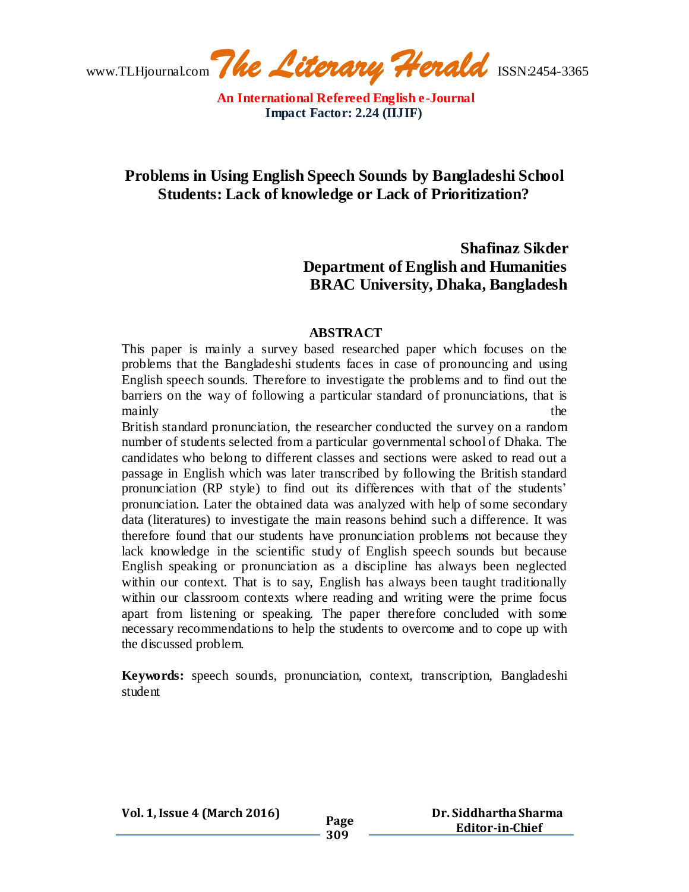# Problems in Using English Speech Sounds by Bangladeshi School Students: Lack of knowledge or Lack of Prioritization?

**Shafinaz Sikder**
**Department of English and Humanities**
**BRAC University, Dhaka, Bangladesh**

## ABSTRACT

This paper is mainly a survey based researched paper which focuses on the problems that the Bangladeshi students faces in case of pronouncing and using English speech sounds. Therefore to investigate the problems and to find out the barriers on the way of following a particular standard of pronunciations, that is mainly the British standard pronunciation, the researcher conducted the survey on a random number of students selected from a particular governmental school of Dhaka. The candidates who belong to different classes and sections were asked to read out a passage in English which was later transcribed by following the British standard pronunciation (RP style) to find out its differences with that of the students' pronunciation. Later the obtained data was analyzed with help of some secondary data (literatures) to investigate the main reasons behind such a difference. It was therefore found that our students have pronunciation problems not because they lack knowledge in the scientific study of English speech sounds but because English speaking or pronunciation as a discipline has always been neglected within our context. That is to say, English has always been taught traditionally within our classroom contexts where reading and writing were the prime focus apart from listening or speaking. The paper therefore concluded with some necessary recommendations to help the students to overcome and to cope up with the discussed problem.

**Keywords:** speech sounds, pronunciation, context, transcription, Bangladeshi student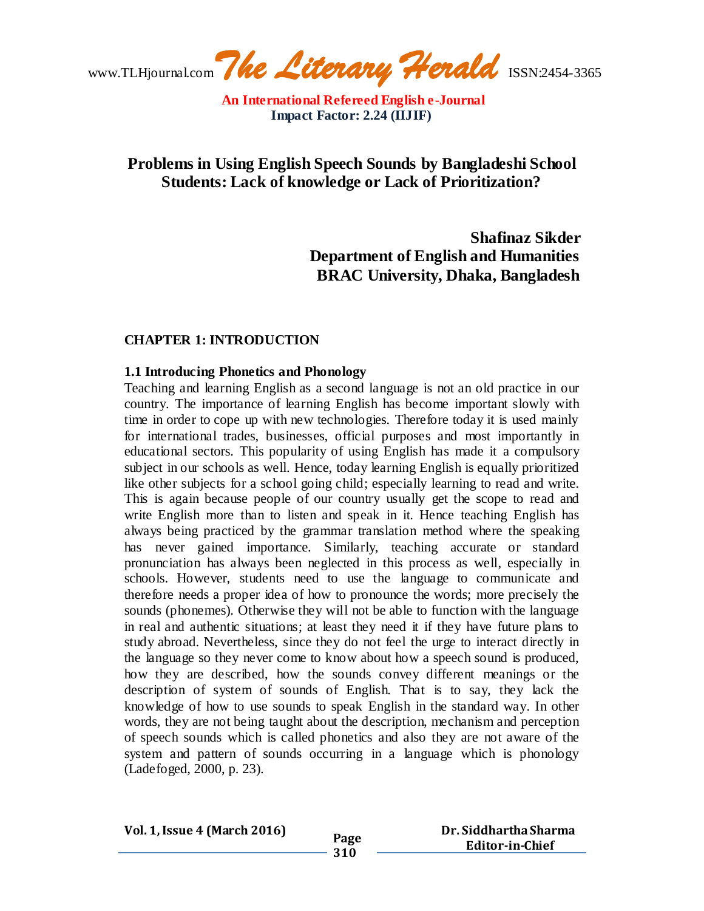# Problems in Using English Speech Sounds by Bangladeshi School Students: Lack of knowledge or Lack of Prioritization?

**Shafinaz Sikder**
**Department of English and Humanities**
**BRAC University, Dhaka, Bangladesh**

## CHAPTER 1: INTRODUCTION

### 1.1 Introducing Phonetics and Phonology

Teaching and learning English as a second language is not an old practice in our country. The importance of learning English has become important slowly with time in order to cope up with new technologies. Therefore today it is used mainly for international trades, businesses, official purposes and most importantly in educational sectors. This popularity of using English has made it a compulsory subject in our schools as well. Hence, today learning English is equally prioritized like other subjects for a school going child; especially learning to read and write. This is again because people of our country usually get the scope to read and write English more than to listen and speak in it. Hence teaching English has always being practiced by the grammar translation method where the speaking has never gained importance. Similarly, teaching accurate or standard pronunciation has always been neglected in this process as well, especially in schools. However, students need to use the language to communicate and therefore needs a proper idea of how to pronounce the words; more precisely the sounds (phonemes). Otherwise they will not be able to function with the language in real and authentic situations; at least they need it if they have future plans to study abroad. Nevertheless, since they do not feel the urge to interact directly in the language so they never come to know about how a speech sound is produced, how they are described, how the sounds convey different meanings or the description of system of sounds of English. That is to say, they lack the knowledge of how to use sounds to speak English in the standard way. In other words, they are not being taught about the description, mechanism and perception of speech sounds which is called phonetics and also they are not aware of the system and pattern of sounds occurring in a language which is phonology (Ladefoged, 2000, p. 23).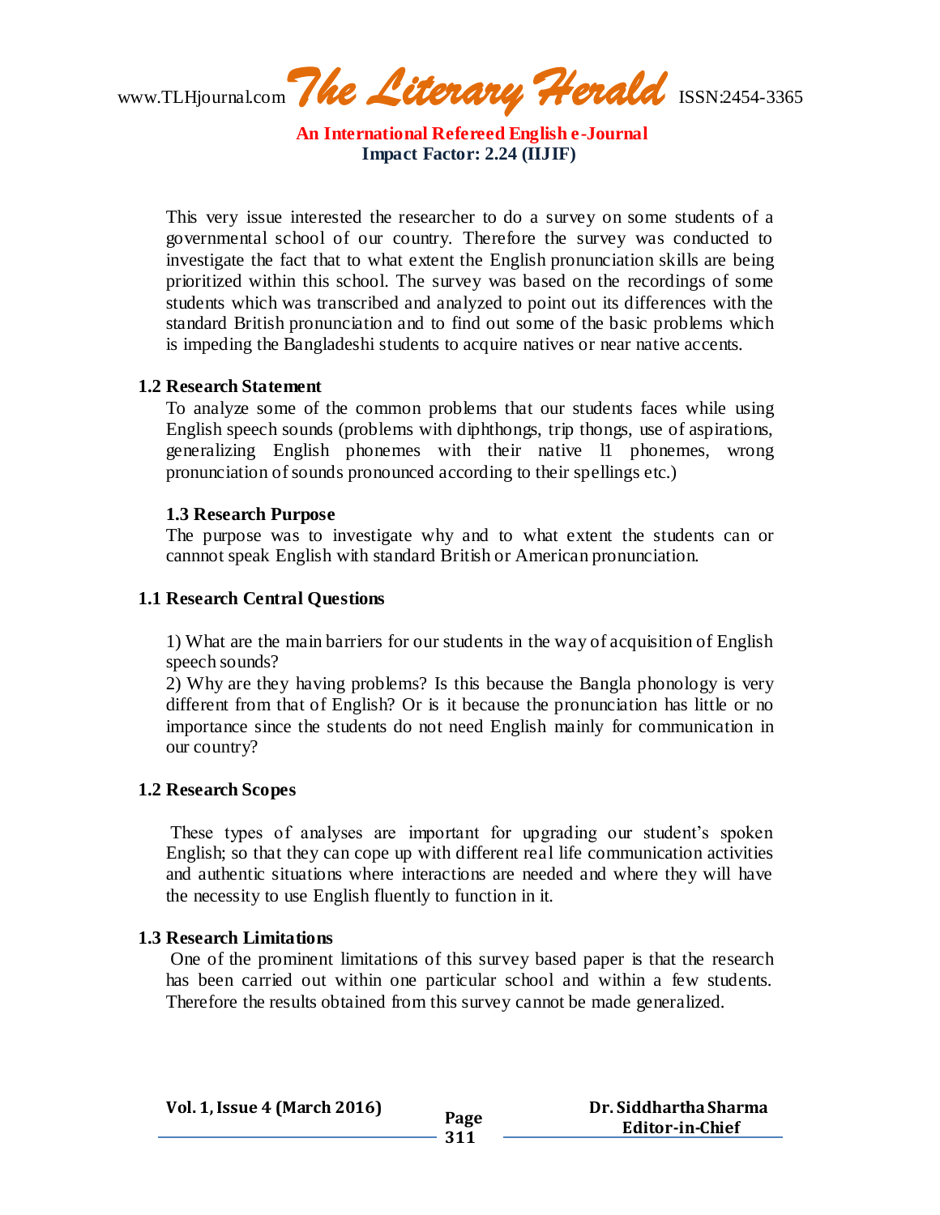This very issue interested the researcher to do a survey on some students of a governmental school of our country. Therefore the survey was conducted to investigate the fact that to what extent the English pronunciation skills are being prioritized within this school. The survey was based on the recordings of some students which was transcribed and analyzed to point out its differences with the standard British pronunciation and to find out some of the basic problems which is impeding the Bangladeshi students to acquire natives or near native accents.

### 1.2 Research Statement

To analyze some of the common problems that our students faces while using English speech sounds (problems with diphthongs, trip thongs, use of aspirations, generalizing English phonemes with their native l1 phonemes, wrong pronunciation of sounds pronounced according to their spellings etc.)

### 1.3 Research Purpose

The purpose was to investigate why and to what extent the students can or cannnot speak English with standard British or American pronunciation.

### 1.1 Research Central Questions

1) What are the main barriers for our students in the way of acquisition of English speech sounds?

2) Why are they having problems? Is this because the Bangla phonology is very different from that of English? Or is it because the pronunciation has little or no importance since the students do not need English mainly for communication in our country?

### 1.2 Research Scopes

These types of analyses are important for upgrading our student's spoken English; so that they can cope up with different real life communication activities and authentic situations where interactions are needed and where they will have the necessity to use English fluently to function in it.

### 1.3 Research Limitations

One of the prominent limitations of this survey based paper is that the research has been carried out within one particular school and within a few students. Therefore the results obtained from this survey cannot be made generalized.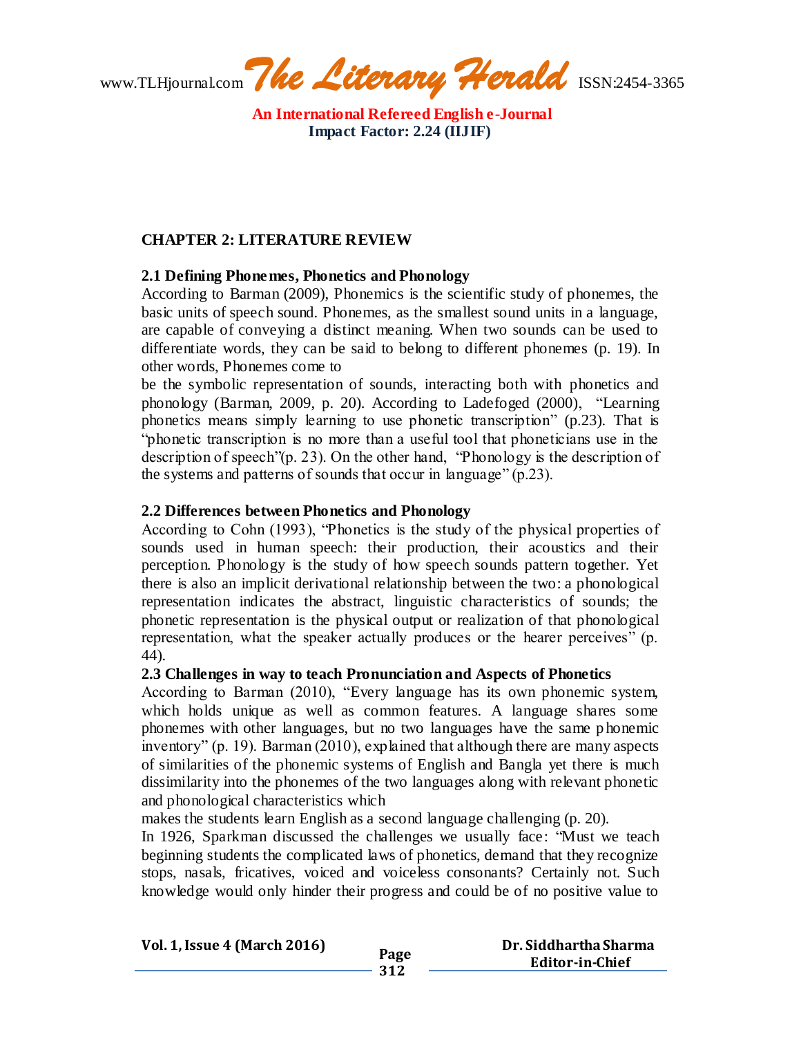## CHAPTER 2: LITERATURE REVIEW

### 2.1 Defining Phonemes, Phonetics and Phonology

According to Barman (2009), Phonemics is the scientific study of phonemes, the basic units of speech sound. Phonemes, as the smallest sound units in a language, are capable of conveying a distinct meaning. When two sounds can be used to differentiate words, they can be said to belong to different phonemes (p. 19). In other words, Phonemes come to be the symbolic representation of sounds, interacting both with phonetics and phonology (Barman, 2009, p. 20). According to Ladefoged (2000), "Learning phonetics means simply learning to use phonetic transcription" (p.23). That is "phonetic transcription is no more than a useful tool that phoneticians use in the description of speech"(p. 23). On the other hand, "Phonology is the description of the systems and patterns of sounds that occur in language" (p.23).

### 2.2 Differences between Phonetics and Phonology

According to Cohn (1993), "Phonetics is the study of the physical properties of sounds used in human speech: their production, their acoustics and their perception. Phonology is the study of how speech sounds pattern together. Yet there is also an implicit derivational relationship between the two: a phonological representation indicates the abstract, linguistic characteristics of sounds; the phonetic representation is the physical output or realization of that phonological representation, what the speaker actually produces or the hearer perceives" (p. 44).

### 2.3 Challenges in way to teach Pronunciation and Aspects of Phonetics

According to Barman (2010), "Every language has its own phonemic system, which holds unique as well as common features. A language shares some phonemes with other languages, but no two languages have the same phonemic inventory" (p. 19). Barman (2010), explained that although there are many aspects of similarities of the phonemic systems of English and Bangla yet there is much dissimilarity into the phonemes of the two languages along with relevant phonetic and phonological characteristics which makes the students learn English as a second language challenging (p. 20).

In 1926, Sparkman discussed the challenges we usually face: "Must we teach beginning students the complicated laws of phonetics, demand that they recognize stops, nasals, fricatives, voiced and voiceless consonants? Certainly not. Such knowledge would only hinder their progress and could be of no positive value to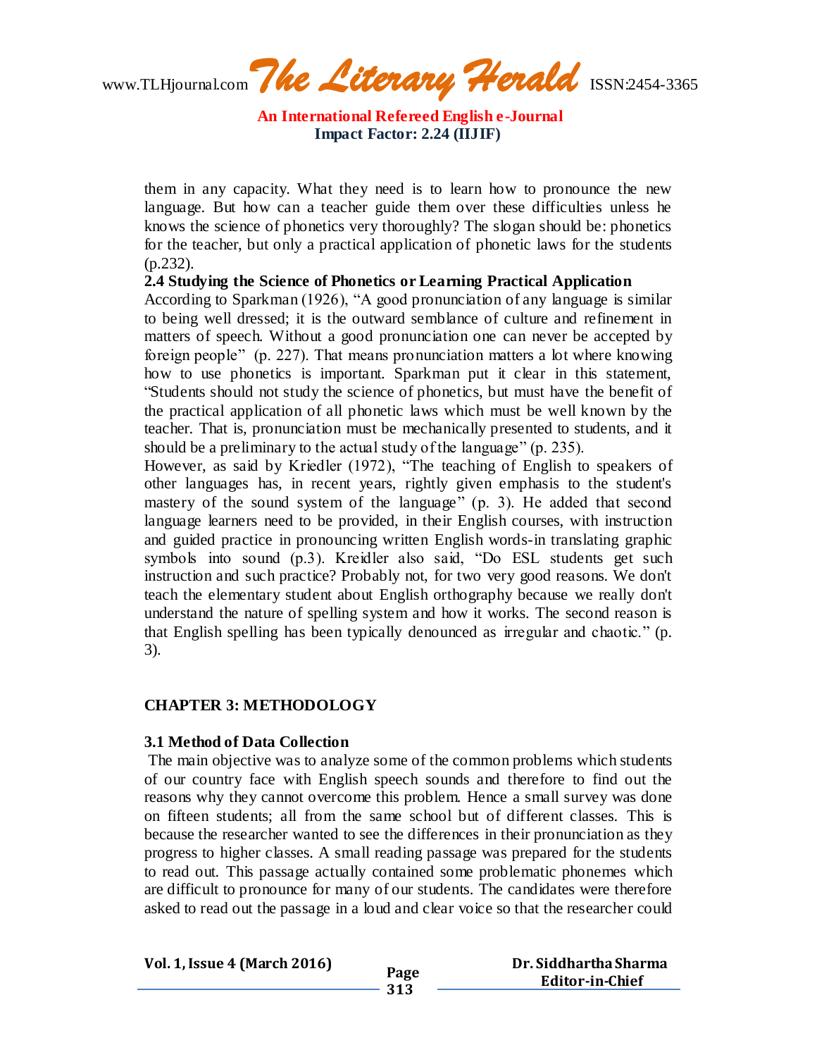them in any capacity. What they need is to learn how to pronounce the new language. But how can a teacher guide them over these difficulties unless he knows the science of phonetics very thoroughly? The slogan should be: phonetics for the teacher, but only a practical application of phonetic laws for the students (p.232).

### 2.4 Studying the Science of Phonetics or Learning Practical Application

According to Sparkman (1926), "A good pronunciation of any language is similar to being well dressed; it is the outward semblance of culture and refinement in matters of speech. Without a good pronunciation one can never be accepted by foreign people" (p. 227). That means pronunciation matters a lot where knowing how to use phonetics is important. Sparkman put it clear in this statement, "Students should not study the science of phonetics, but must have the benefit of the practical application of all phonetic laws which must be well known by the teacher. That is, pronunciation must be mechanically presented to students, and it should be a preliminary to the actual study of the language" (p. 235).

However, as said by Kriedler (1972), "The teaching of English to speakers of other languages has, in recent years, rightly given emphasis to the student's mastery of the sound system of the language" (p. 3). He added that second language learners need to be provided, in their English courses, with instruction and guided practice in pronouncing written English words-in translating graphic symbols into sound (p.3). Kreidler also said, "Do ESL students get such instruction and such practice? Probably not, for two very good reasons. We don't teach the elementary student about English orthography because we really don't understand the nature of spelling system and how it works. The second reason is that English spelling has been typically denounced as irregular and chaotic." (p. 3).

## CHAPTER 3: METHODOLOGY

### 3.1 Method of Data Collection

The main objective was to analyze some of the common problems which students of our country face with English speech sounds and therefore to find out the reasons why they cannot overcome this problem. Hence a small survey was done on fifteen students; all from the same school but of different classes. This is because the researcher wanted to see the differences in their pronunciation as they progress to higher classes. A small reading passage was prepared for the students to read out. This passage actually contained some problematic phonemes which are difficult to pronounce for many of our students. The candidates were therefore asked to read out the passage in a loud and clear voice so that the researcher could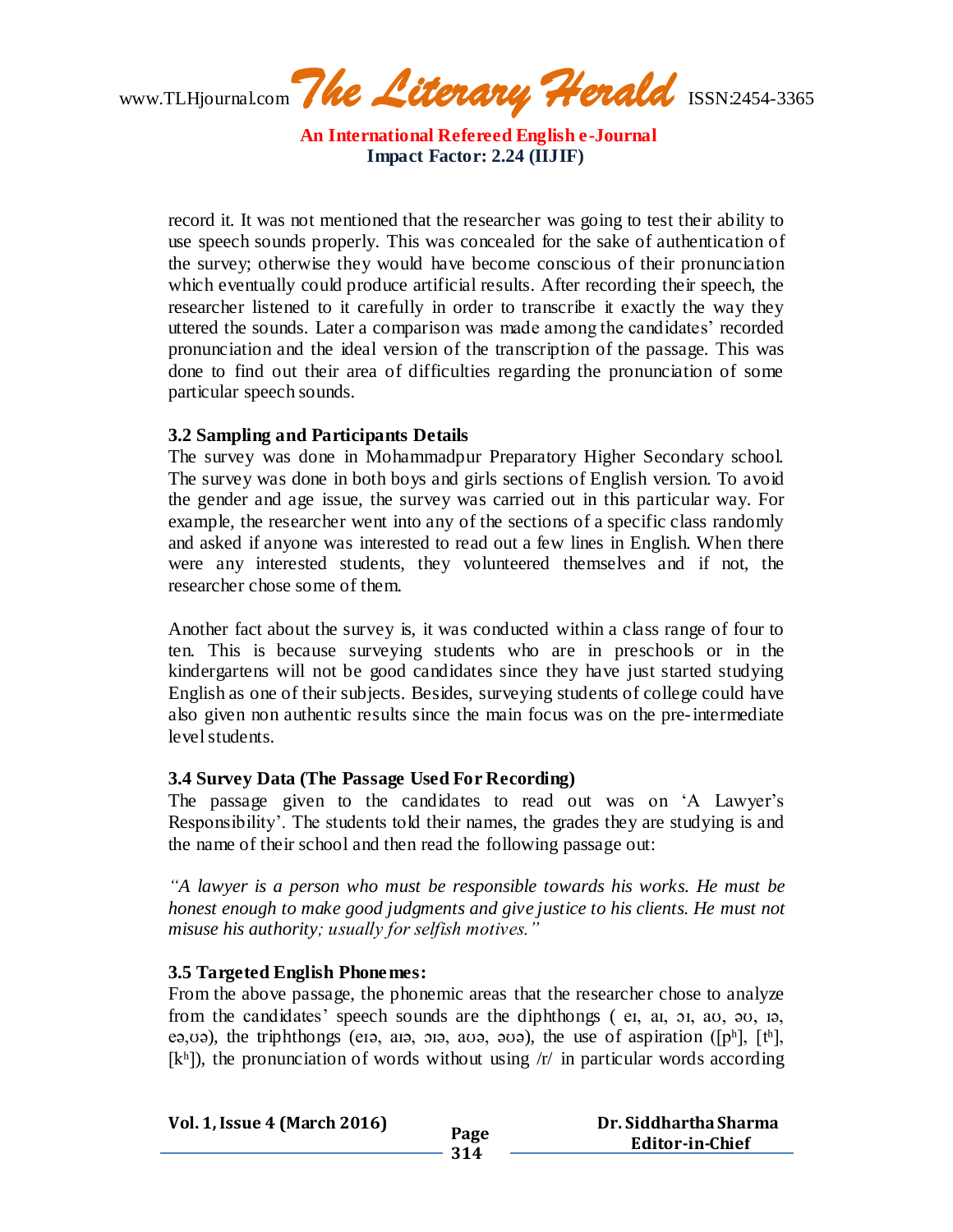record it. It was not mentioned that the researcher was going to test their ability to use speech sounds properly. This was concealed for the sake of authentication of the survey; otherwise they would have become conscious of their pronunciation which eventually could produce artificial results. After recording their speech, the researcher listened to it carefully in order to transcribe it exactly the way they uttered the sounds. Later a comparison was made among the candidates' recorded pronunciation and the ideal version of the transcription of the passage. This was done to find out their area of difficulties regarding the pronunciation of some particular speech sounds.

### 3.2 Sampling and Participants Details

The survey was done in Mohammadpur Preparatory Higher Secondary school. The survey was done in both boys and girls sections of English version. To avoid the gender and age issue, the survey was carried out in this particular way. For example, the researcher went into any of the sections of a specific class randomly and asked if anyone was interested to read out a few lines in English. When there were any interested students, they volunteered themselves and if not, the researcher chose some of them.

Another fact about the survey is, it was conducted within a class range of four to ten. This is because surveying students who are in preschools or in the kindergartens will not be good candidates since they have just started studying English as one of their subjects. Besides, surveying students of college could have also given non authentic results since the main focus was on the pre-intermediate level students.

### 3.4 Survey Data (The Passage Used For Recording)

The passage given to the candidates to read out was on 'A Lawyer's Responsibility'. The students told their names, the grades they are studying is and the name of their school and then read the following passage out:

*"A lawyer is a person who must be responsible towards his works. He must be honest enough to make good judgments and give justice to his clients. He must not misuse his authority; usually for selfish motives."*

### 3.5 Targeted English Phonemes:

From the above passage, the phonemic areas that the researcher chose to analyze from the candidates' speech sounds are the diphthongs ( eɪ, aɪ, ɔɪ, aʊ, əʊ, ɪə, eə,ʊə), the triphthongs (eɪə, aɪə, ɔɪə, aʊə, əʊə), the use of aspiration ([$p^h$], [$t^h$], [$k^h$]), the pronunciation of words without using /r/ in particular words according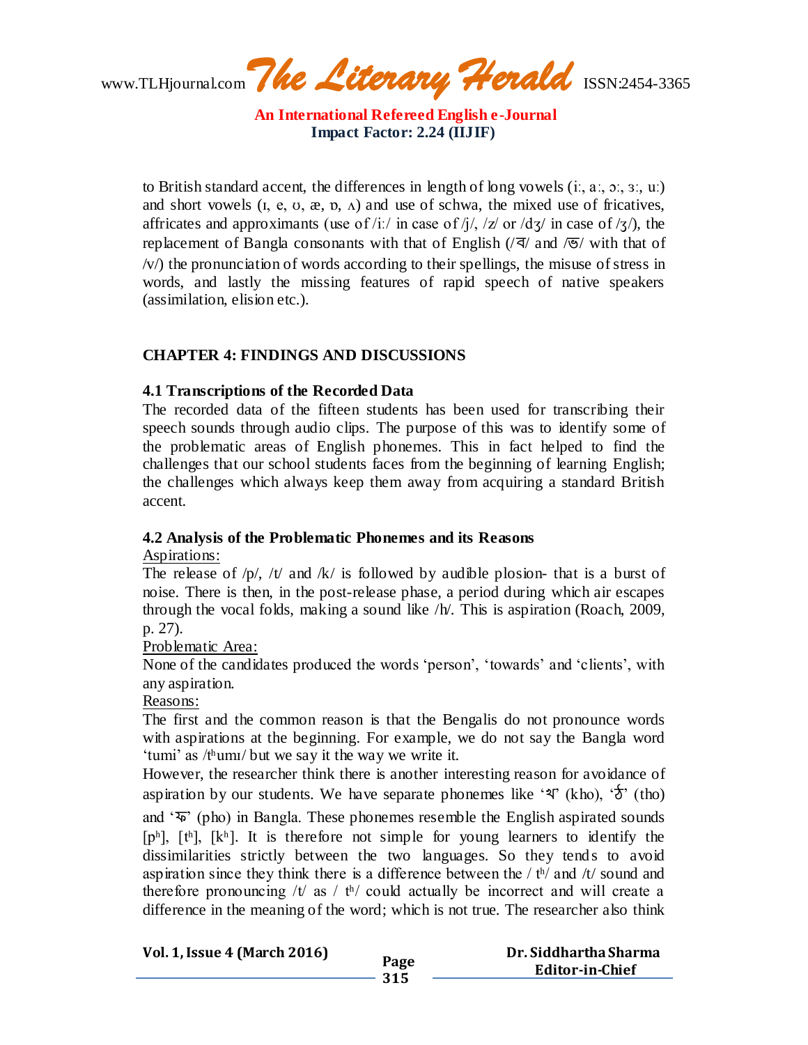to British standard accent, the differences in length of long vowels (iː, aː, ɔː, ɜː, uː) and short vowels (ɪ, e, ʊ, æ, ɒ, ʌ) and use of schwa, the mixed use of fricatives, affricates and approximants (use of /iː/ in case of /j/, /z/ or /dʒ/ in case of /ʒ/), the replacement of Bangla consonants with that of English (/ব/ and /ভ/ with that of /v/) the pronunciation of words according to their spellings, the misuse of stress in words, and lastly the missing features of rapid speech of native speakers (assimilation, elision etc.).

## CHAPTER 4: FINDINGS AND DISCUSSIONS

### 4.1 Transcriptions of the Recorded Data

The recorded data of the fifteen students has been used for transcribing their speech sounds through audio clips. The purpose of this was to identify some of the problematic areas of English phonemes. This in fact helped to find the challenges that our school students faces from the beginning of learning English; the challenges which always keep them away from acquiring a standard British accent.

### 4.2 Analysis of the Problematic Phonemes and its Reasons

Aspirations:

The release of /p/, /t/ and /k/ is followed by audible plosion- that is a burst of noise. There is then, in the post-release phase, a period during which air escapes through the vocal folds, making a sound like /h/. This is aspiration (Roach, 2009, p. 27).

Problematic Area:

None of the candidates produced the words 'person', 'towards' and 'clients', with any aspiration.

Reasons:

The first and the common reason is that the Bengalis do not pronounce words with aspirations at the beginning. For example, we do not say the Bangla word 'tumi' as /tʰumɪ/ but we say it the way we write it.

However, the researcher think there is another interesting reason for avoidance of aspiration by our students. We have separate phonemes like 'খ' (kho), 'ঠ' (tho) and 'ফ' (pho) in Bangla. These phonemes resemble the English aspirated sounds [pʰ], [tʰ], [kʰ]. It is therefore not simple for young learners to identify the dissimilarities strictly between the two languages. So they tends to avoid aspiration since they think there is a difference between the / tʰ/ and /t/ sound and therefore pronouncing /t/ as / tʰ/ could actually be incorrect and will create a difference in the meaning of the word; which is not true. The researcher also think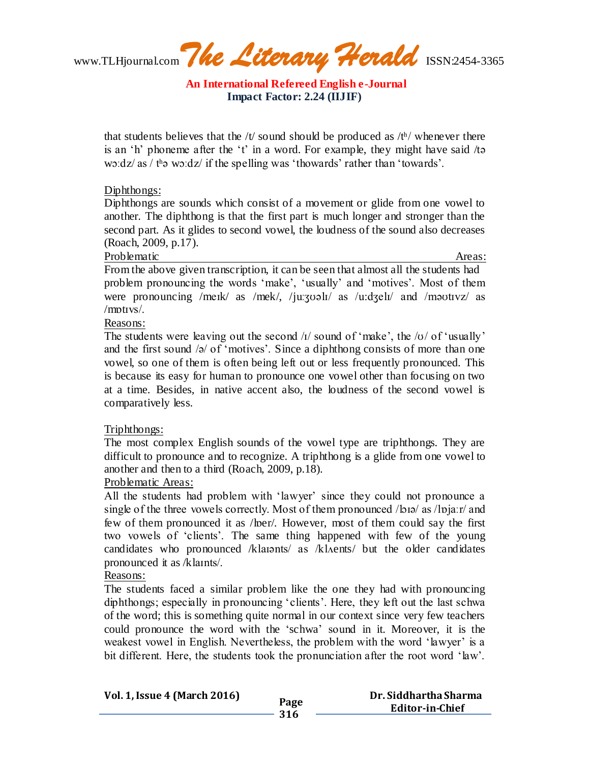that students believes that the /t/ sound should be produced as /tʰ/ whenever there is an 'h' phoneme after the 't' in a word. For example, they might have said /tə wɔːdz/ as / tʰə wɔːdz/ if the spelling was 'thowards' rather than 'towards'.

Diphthongs:

Diphthongs are sounds which consist of a movement or glide from one vowel to another. The diphthong is that the first part is much longer and stronger than the second part. As it glides to second vowel, the loudness of the sound also decreases (Roach, 2009, p.17).

Problematic Areas:

From the above given transcription, it can be seen that almost all the students had problem pronouncing the words 'make', 'usually' and 'motives'. Most of them were pronouncing /meɪk/ as /mek/, /juːʒʊəlɪ/ as /uːdʒelɪ/ and /məʊtɪvz/ as /mɒtɪvs/.

Reasons:

The students were leaving out the second /ɪ/ sound of 'make', the /ʊ/ of 'usually' and the first sound /ə/ of 'motives'. Since a diphthong consists of more than one vowel, so one of them is often being left out or less frequently pronounced. This is because its easy for human to pronounce one vowel other than focusing on two at a time. Besides, in native accent also, the loudness of the second vowel is comparatively less.

Triphthongs:

The most complex English sounds of the vowel type are triphthongs. They are difficult to pronounce and to recognize. A triphthong is a glide from one vowel to another and then to a third (Roach, 2009, p.18).

Problematic Areas:

All the students had problem with 'lawyer' since they could not pronounce a single of the three vowels correctly. Most of them pronounced /lɔɪə/ as /lɒjaːr/ and few of them pronounced it as /lɒer/. However, most of them could say the first two vowels of 'clients'. The same thing happened with few of the young candidates who pronounced /klaɪənts/ as /klʌents/ but the older candidates pronounced it as /klaɪnts/.

Reasons:

The students faced a similar problem like the one they had with pronouncing diphthongs; especially in pronouncing 'clients'. Here, they left out the last schwa of the word; this is something quite normal in our context since very few teachers could pronounce the word with the 'schwa' sound in it. Moreover, it is the weakest vowel in English. Nevertheless, the problem with the word 'lawyer' is a bit different. Here, the students took the pronunciation after the root word 'law'.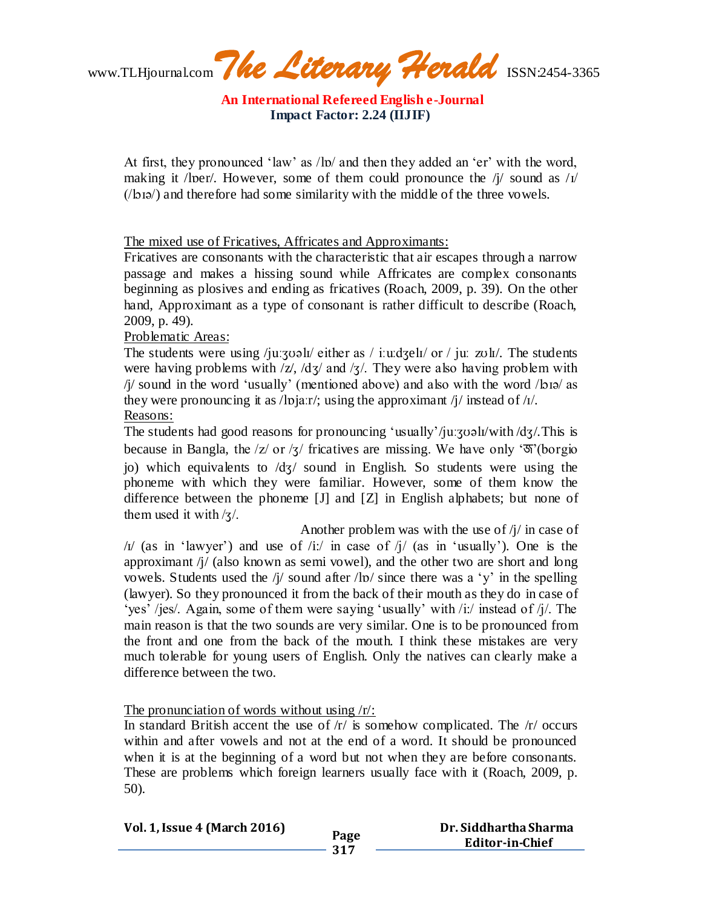At first, they pronounced 'law' as /lɒ/ and then they added an 'er' with the word, making it /lɒer/. However, some of them could pronounce the /j/ sound as /ɪ/ (/lɔɪə/) and therefore had some similarity with the middle of the three vowels.

The mixed use of Fricatives, Affricates and Approximants:

Fricatives are consonants with the characteristic that air escapes through a narrow passage and makes a hissing sound while Affricates are complex consonants beginning as plosives and ending as fricatives (Roach, 2009, p. 39). On the other hand, Approximant as a type of consonant is rather difficult to describe (Roach, 2009, p. 49).

Problematic Areas:

The students were using /juːʒʊəlɪ/ either as / iːuːdʒelɪ/ or / juː zʊlɪ/. The students were having problems with /z/, /dʒ/ and /ʒ/. They were also having problem with /j/ sound in the word 'usually' (mentioned above) and also with the word /lɔɪə/ as they were pronouncing it as /lɒjaːr/; using the approximant /j/ instead of /ɪ/.

Reasons:

The students had good reasons for pronouncing 'usually'/juːʒʊəlɪ/with /dʒ/.This is because in Bangla, the /z/ or /ʒ/ fricatives are missing. We have only 'জ'(borgio jo) which equivalents to /dʒ/ sound in English. So students were using the phoneme with which they were familiar. However, some of them know the difference between the phoneme [J] and [Z] in English alphabets; but none of them used it with /ʒ/.

Another problem was with the use of /j/ in case of /ɪ/ (as in 'lawyer') and use of /iː/ in case of /j/ (as in 'usually'). One is the approximant /j/ (also known as semi vowel), and the other two are short and long vowels. Students used the /j/ sound after /lɒ/ since there was a 'y' in the spelling (lawyer). So they pronounced it from the back of their mouth as they do in case of 'yes' /jes/. Again, some of them were saying 'usually' with /iː/ instead of /j/. The main reason is that the two sounds are very similar. One is to be pronounced from the front and one from the back of the mouth. I think these mistakes are very much tolerable for young users of English. Only the natives can clearly make a difference between the two.

The pronunciation of words without using /r/:

In standard British accent the use of /r/ is somehow complicated. The /r/ occurs within and after vowels and not at the end of a word. It should be pronounced when it is at the beginning of a word but not when they are before consonants. These are problems which foreign learners usually face with it (Roach, 2009, p. 50).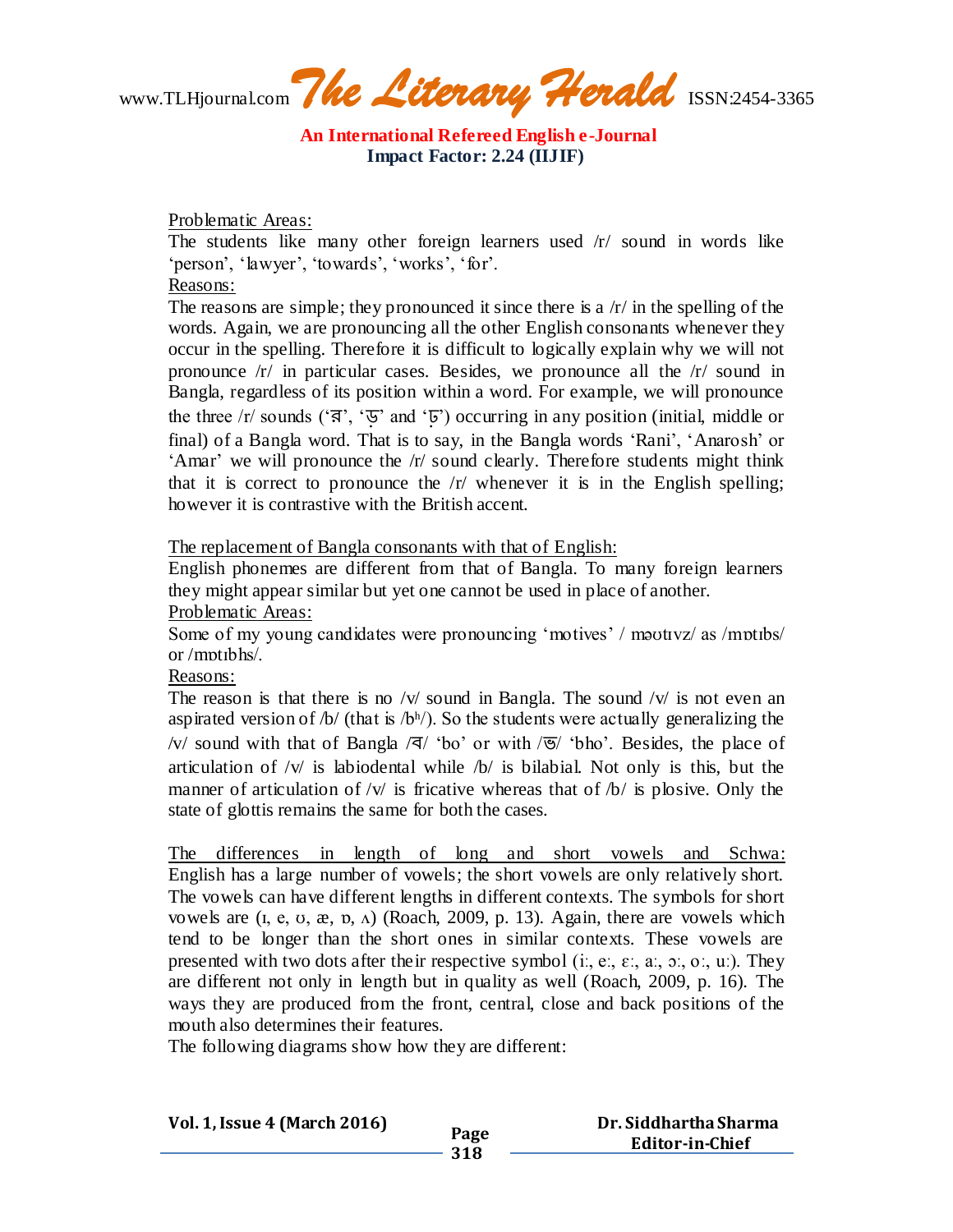Problematic Areas:

The students like many other foreign learners used /r/ sound in words like 'person', 'lawyer', 'towards', 'works', 'for'.

Reasons:

The reasons are simple; they pronounced it since there is a /r/ in the spelling of the words. Again, we are pronouncing all the other English consonants whenever they occur in the spelling. Therefore it is difficult to logically explain why we will not pronounce /r/ in particular cases. Besides, we pronounce all the /r/ sound in Bangla, regardless of its position within a word. For example, we will pronounce the three /r/ sounds ('র', 'ড়' and 'ঢ়') occurring in any position (initial, middle or final) of a Bangla word. That is to say, in the Bangla words 'Rani', 'Anarosh' or 'Amar' we will pronounce the /r/ sound clearly. Therefore students might think that it is correct to pronounce the /r/ whenever it is in the English spelling; however it is contrastive with the British accent.

The replacement of Bangla consonants with that of English:

English phonemes are different from that of Bangla. To many foreign learners they might appear similar but yet one cannot be used in place of another.

Problematic Areas:

Some of my young candidates were pronouncing 'motives' / məʊtɪvz/ as /mɒtɪbs/ or /mɒtɪbhs/.

Reasons:

The reason is that there is no /v/ sound in Bangla. The sound /v/ is not even an aspirated version of /b/ (that is /bʰ/). So the students were actually generalizing the /v/ sound with that of Bangla /ব/ 'bo' or with /ভ/ 'bho'. Besides, the place of articulation of /v/ is labiodental while /b/ is bilabial. Not only is this, but the manner of articulation of /v/ is fricative whereas that of /b/ is plosive. Only the state of glottis remains the same for both the cases.

The differences in length of long and short vowels and Schwa:

English has a large number of vowels; the short vowels are only relatively short. The vowels can have different lengths in different contexts. The symbols for short vowels are (ɪ, e, ʊ, æ, ɒ, ʌ) (Roach, 2009, p. 13). Again, there are vowels which tend to be longer than the short ones in similar contexts. These vowels are presented with two dots after their respective symbol (iː, eː, ɛː, aː, ɔː, oː, uː). They are different not only in length but in quality as well (Roach, 2009, p. 16). The ways they are produced from the front, central, close and back positions of the mouth also determines their features.

The following diagrams show how they are different: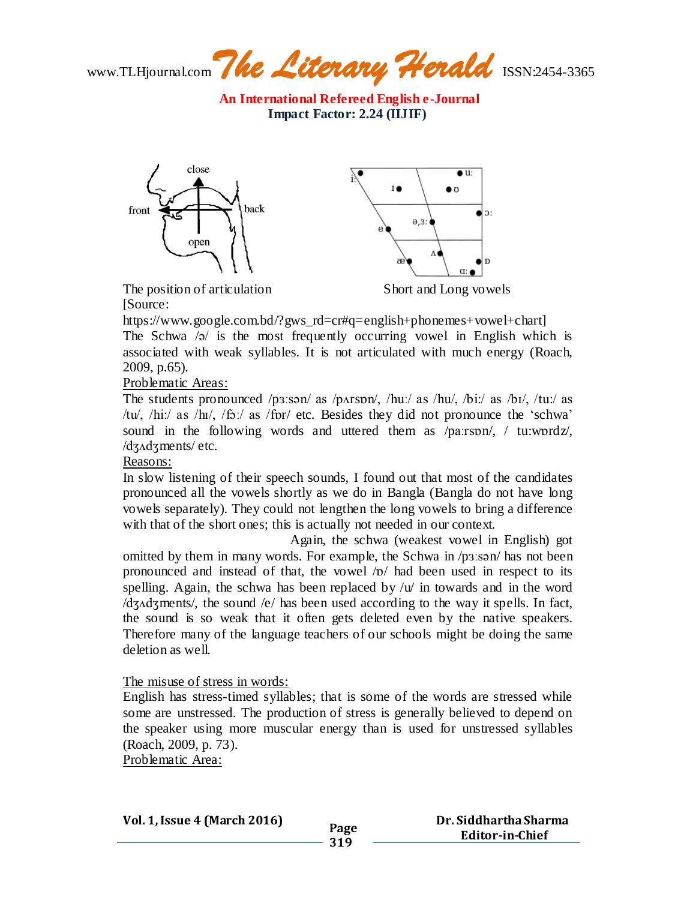The position of articulation Short and Long vowels

[Source:
https://www.google.com.bd/?gws_rd=cr#q=english+phonemes+vowel+chart]

The Schwa /ə/ is the most frequently occurring vowel in English which is associated with weak syllables. It is not articulated with much energy (Roach, 2009, p.65).

Problematic Areas:

The students pronounced /pɜːsən/ as /pʌrsɒn/, /huː/ as /hu/, /biː/ as /bɪ/, /tuː/ as /tu/, /hiː/ as /hɪ/, /fɔː/ as /fɒr/ etc. Besides they did not pronounce the 'schwa' sound in the following words and uttered them as /paːrsɒn/, / tu:wɒrdz/, /dʒʌdʒments/ etc.

Reasons:

In slow listening of their speech sounds, I found out that most of the candidates pronounced all the vowels shortly as we do in Bangla (Bangla do not have long vowels separately). They could not lengthen the long vowels to bring a difference with that of the short ones; this is actually not needed in our context.

Again, the schwa (weakest vowel in English) got omitted by them in many words. For example, the Schwa in /pɜːsən/ has not been pronounced and instead of that, the vowel /ɒ/ had been used in respect to its spelling. Again, the schwa has been replaced by /u/ in towards and in the word /dʒʌdʒments/, the sound /e/ has been used according to the way it spells. In fact, the sound is so weak that it often gets deleted even by the native speakers. Therefore many of the language teachers of our schools might be doing the same deletion as well.

The misuse of stress in words:

English has stress-timed syllables; that is some of the words are stressed while some are unstressed. The production of stress is generally believed to depend on the speaker using more muscular energy than is used for unstressed syllables (Roach, 2009, p. 73).

Problematic Area: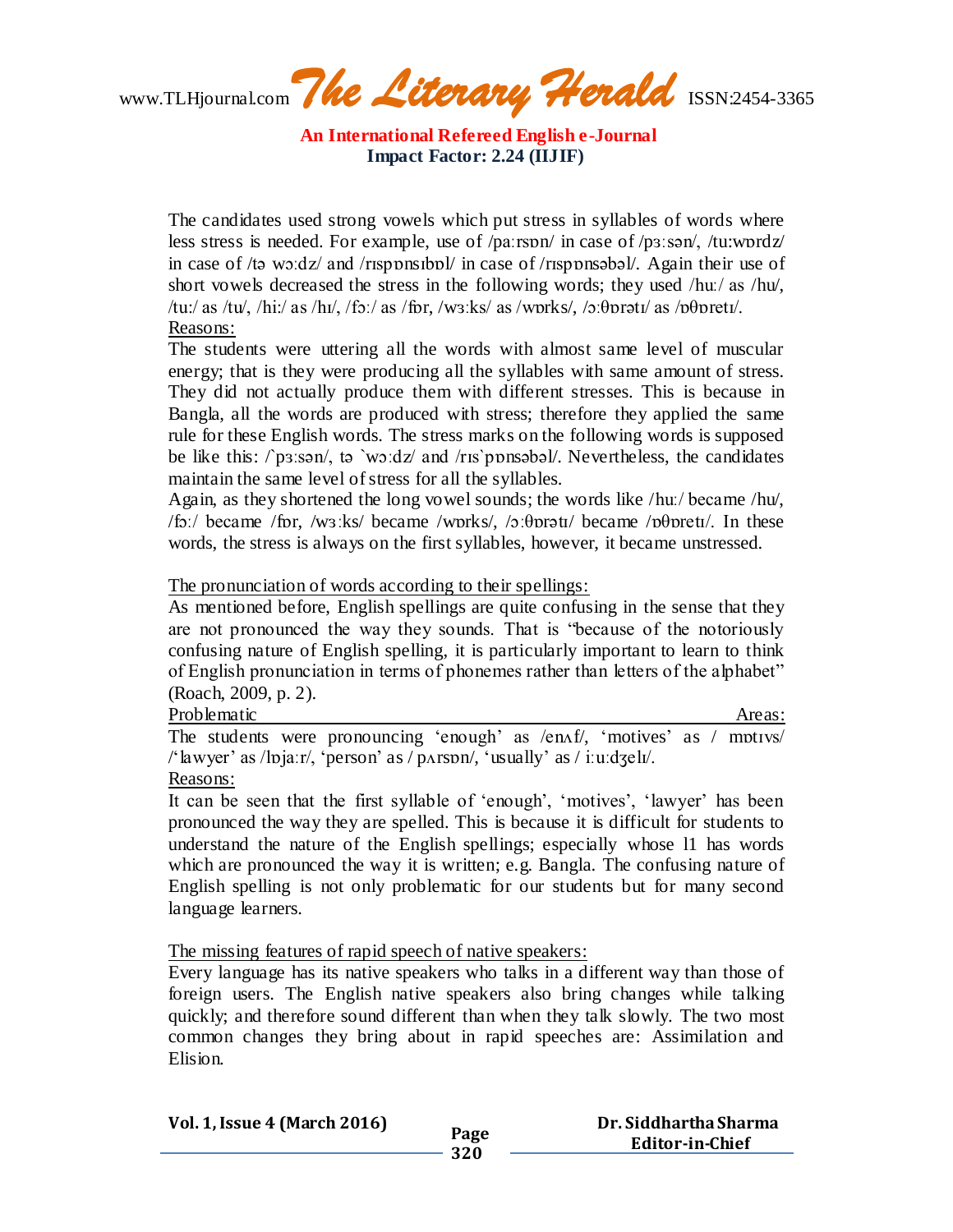The candidates used strong vowels which put stress in syllables of words where less stress is needed. For example, use of /paːrsɒn/ in case of /pɜːsən/, /tu:wɒrdz/ in case of /tə wɔːdz/ and /rɪspɒnsɪbɒl/ in case of /rɪspɒnsəbəl/. Again their use of short vowels decreased the stress in the following words; they used /huː/ as /hu/, /tuː/ as /tu/, /hiː/ as /hɪ/, /fɔː/ as /fɒr, /wɜːks/ as /wɒrks/, /ɔːθɒrətɪ/ as /ɒθɒretɪ/.

Reasons:

The students were uttering all the words with almost same level of muscular energy; that is they were producing all the syllables with same amount of stress. They did not actually produce them with different stresses. This is because in Bangla, all the words are produced with stress; therefore they applied the same rule for these English words. The stress marks on the following words is supposed be like this: /`pɜːsən/, tə `wɔːdz/ and /rɪs`pɒnsəbəl/. Nevertheless, the candidates maintain the same level of stress for all the syllables.

Again, as they shortened the long vowel sounds; the words like /huː/ became /hu/, /fɔː/ became /fɒr, /wɜːks/ became /wɒrks/, /ɔːθɒrətɪ/ became /ɒθɒretɪ/. In these words, the stress is always on the first syllables, however, it became unstressed.

The pronunciation of words according to their spellings:

As mentioned before, English spellings are quite confusing in the sense that they are not pronounced the way they sounds. That is "because of the notoriously confusing nature of English spelling, it is particularly important to learn to think of English pronunciation in terms of phonemes rather than letters of the alphabet" (Roach, 2009, p. 2).

Problematic Areas:

The students were pronouncing 'enough' as /enʌf/, 'motives' as / mɒtɪvs/ /'lawyer' as /lɒjaːr/, 'person' as / pʌrsɒn/, 'usually' as / iːuːdʒelɪ/.

Reasons:

It can be seen that the first syllable of 'enough', 'motives', 'lawyer' has been pronounced the way they are spelled. This is because it is difficult for students to understand the nature of the English spellings; especially whose l1 has words which are pronounced the way it is written; e.g. Bangla. The confusing nature of English spelling is not only problematic for our students but for many second language learners.

The missing features of rapid speech of native speakers:

Every language has its native speakers who talks in a different way than those of foreign users. The English native speakers also bring changes while talking quickly; and therefore sound different than when they talk slowly. The two most common changes they bring about in rapid speeches are: Assimilation and Elision.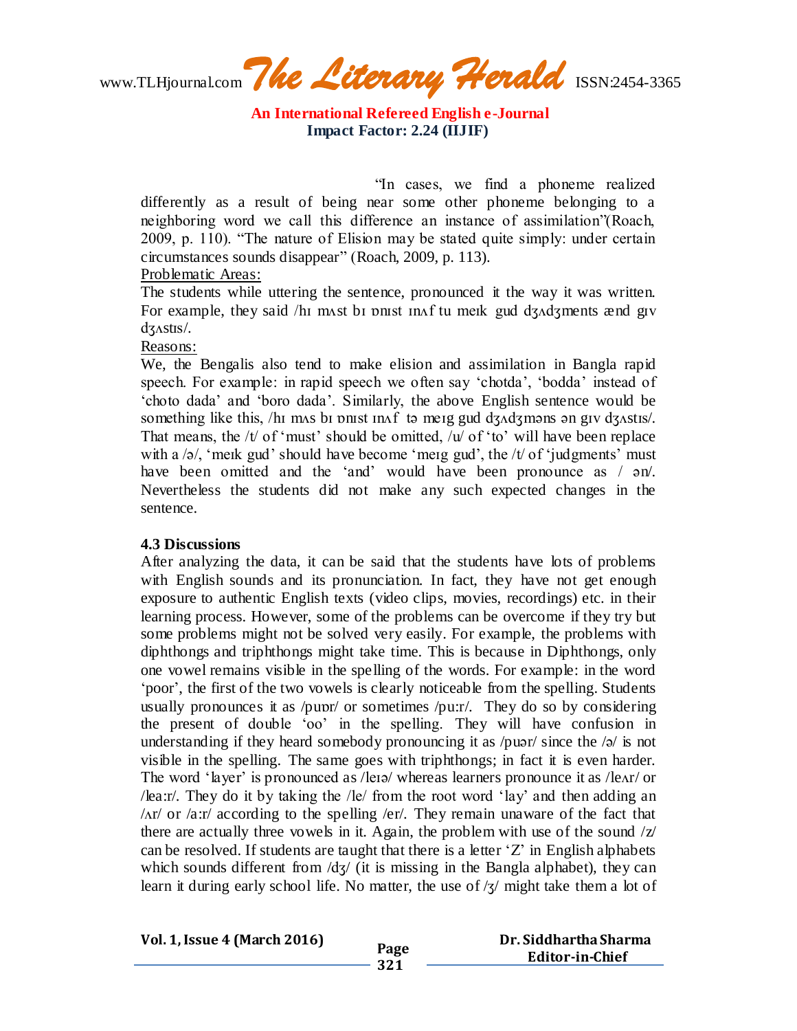"In cases, we find a phoneme realized differently as a result of being near some other phoneme belonging to a neighboring word we call this difference an instance of assimilation"(Roach, 2009, p. 110). "The nature of Elision may be stated quite simply: under certain circumstances sounds disappear" (Roach, 2009, p. 113).

<u>Problematic Areas:</u>

The students while uttering the sentence, pronounced it the way it was written. For example, they said /hɪ mʌst bɪ ɒnɪst ɪnʌf tu meɪk gud dʒʌdʒments ænd gɪv dʒʌstɪs/.

<u>Reasons:</u>

We, the Bengalis also tend to make elision and assimilation in Bangla rapid speech. For example: in rapid speech we often say 'chotda', 'bodda' instead of 'choto dada' and 'boro dada'. Similarly, the above English sentence would be something like this, /hɪ mʌs bɪ ɒnɪst ɪnʌf tə meɪg gud dʒʌdʒməns ən gɪv dʒʌstɪs/. That means, the /t/ of 'must' should be omitted, /u/ of 'to' will have been replace with a /ə/, 'meɪk gud' should have become 'meɪg gud', the /t/ of 'judgments' must have been omitted and the 'and' would have been pronounce as / ən/. Nevertheless the students did not make any such expected changes in the sentence.

### 4.3 Discussions

After analyzing the data, it can be said that the students have lots of problems with English sounds and its pronunciation. In fact, they have not get enough exposure to authentic English texts (video clips, movies, recordings) etc. in their learning process. However, some of the problems can be overcome if they try but some problems might not be solved very easily. For example, the problems with diphthongs and triphthongs might take time. This is because in Diphthongs, only one vowel remains visible in the spelling of the words. For example: in the word 'poor', the first of the two vowels is clearly noticeable from the spelling. Students usually pronounces it as /puɒr/ or sometimes /pu:r/. They do so by considering the present of double 'oo' in the spelling. They will have confusion in understanding if they heard somebody pronouncing it as /puər/ since the /ə/ is not visible in the spelling. The same goes with triphthongs; in fact it is even harder. The word 'layer' is pronounced as /leɪə/ whereas learners pronounce it as /leʌr/ or /lea:r/. They do it by taking the /le/ from the root word 'lay' and then adding an /ʌr/ or /a:r/ according to the spelling /er/. They remain unaware of the fact that there are actually three vowels in it. Again, the problem with use of the sound /z/ can be resolved. If students are taught that there is a letter 'Z' in English alphabets which sounds different from /dʒ/ (it is missing in the Bangla alphabet), they can learn it during early school life. No matter, the use of /ʒ/ might take them a lot of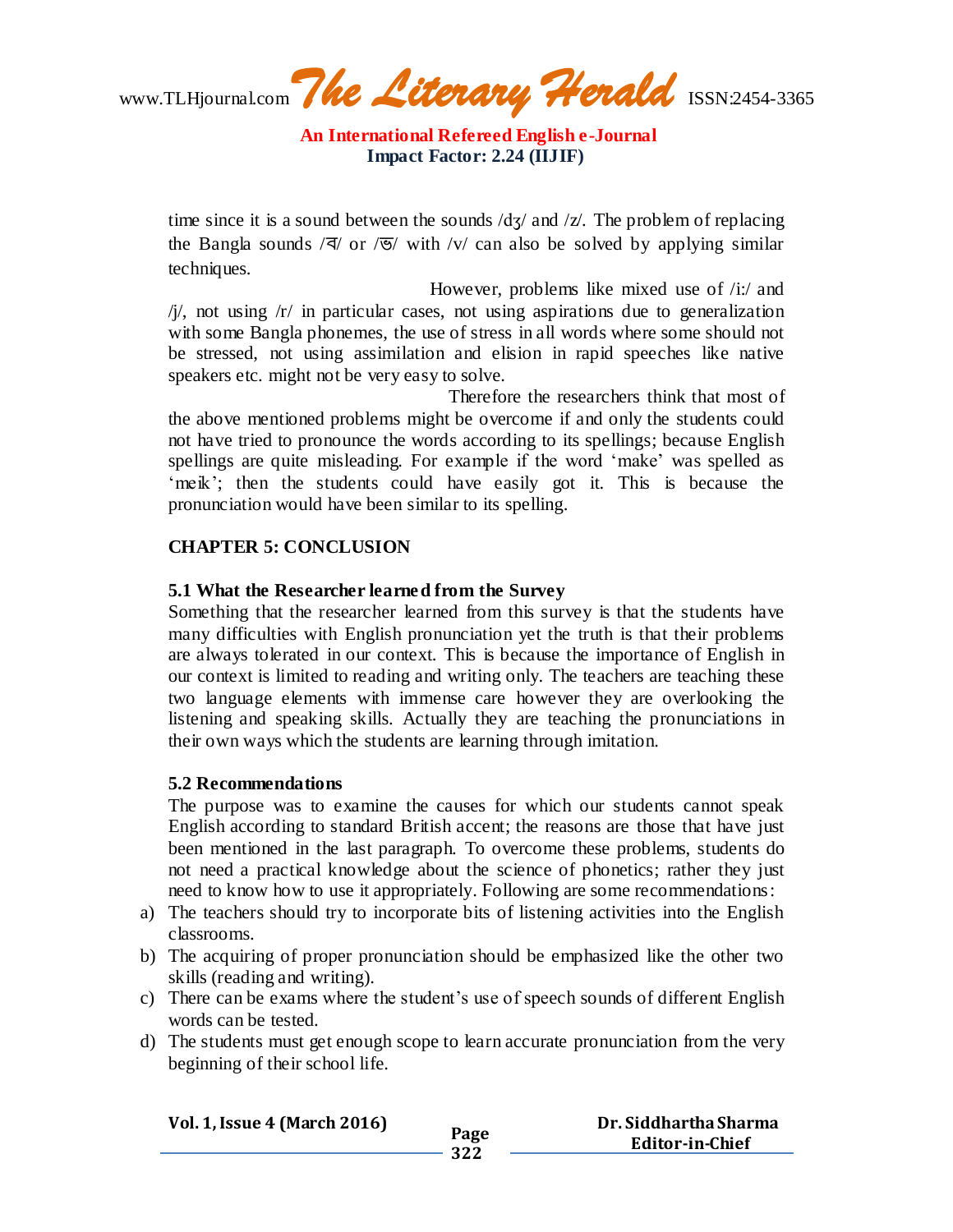time since it is a sound between the sounds /dʒ/ and /z/. The problem of replacing the Bangla sounds /ব/ or /ভ/ with /v/ can also be solved by applying similar techniques.

However, problems like mixed use of /iː/ and /j/, not using /r/ in particular cases, not using aspirations due to generalization with some Bangla phonemes, the use of stress in all words where some should not be stressed, not using assimilation and elision in rapid speeches like native speakers etc. might not be very easy to solve.

Therefore the researchers think that most of the above mentioned problems might be overcome if and only the students could not have tried to pronounce the words according to its spellings; because English spellings are quite misleading. For example if the word 'make' was spelled as 'meik'; then the students could have easily got it. This is because the pronunciation would have been similar to its spelling.

## CHAPTER 5: CONCLUSION

### 5.1 What the Researcher learned from the Survey

Something that the researcher learned from this survey is that the students have many difficulties with English pronunciation yet the truth is that their problems are always tolerated in our context. This is because the importance of English in our context is limited to reading and writing only. The teachers are teaching these two language elements with immense care however they are overlooking the listening and speaking skills. Actually they are teaching the pronunciations in their own ways which the students are learning through imitation.

### 5.2 Recommendations

The purpose was to examine the causes for which our students cannot speak English according to standard British accent; the reasons are those that have just been mentioned in the last paragraph. To overcome these problems, students do not need a practical knowledge about the science of phonetics; rather they just need to know how to use it appropriately. Following are some recommendations:

a) The teachers should try to incorporate bits of listening activities into the English classrooms.
b) The acquiring of proper pronunciation should be emphasized like the other two skills (reading and writing).
c) There can be exams where the student's use of speech sounds of different English words can be tested.
d) The students must get enough scope to learn accurate pronunciation from the very beginning of their school life.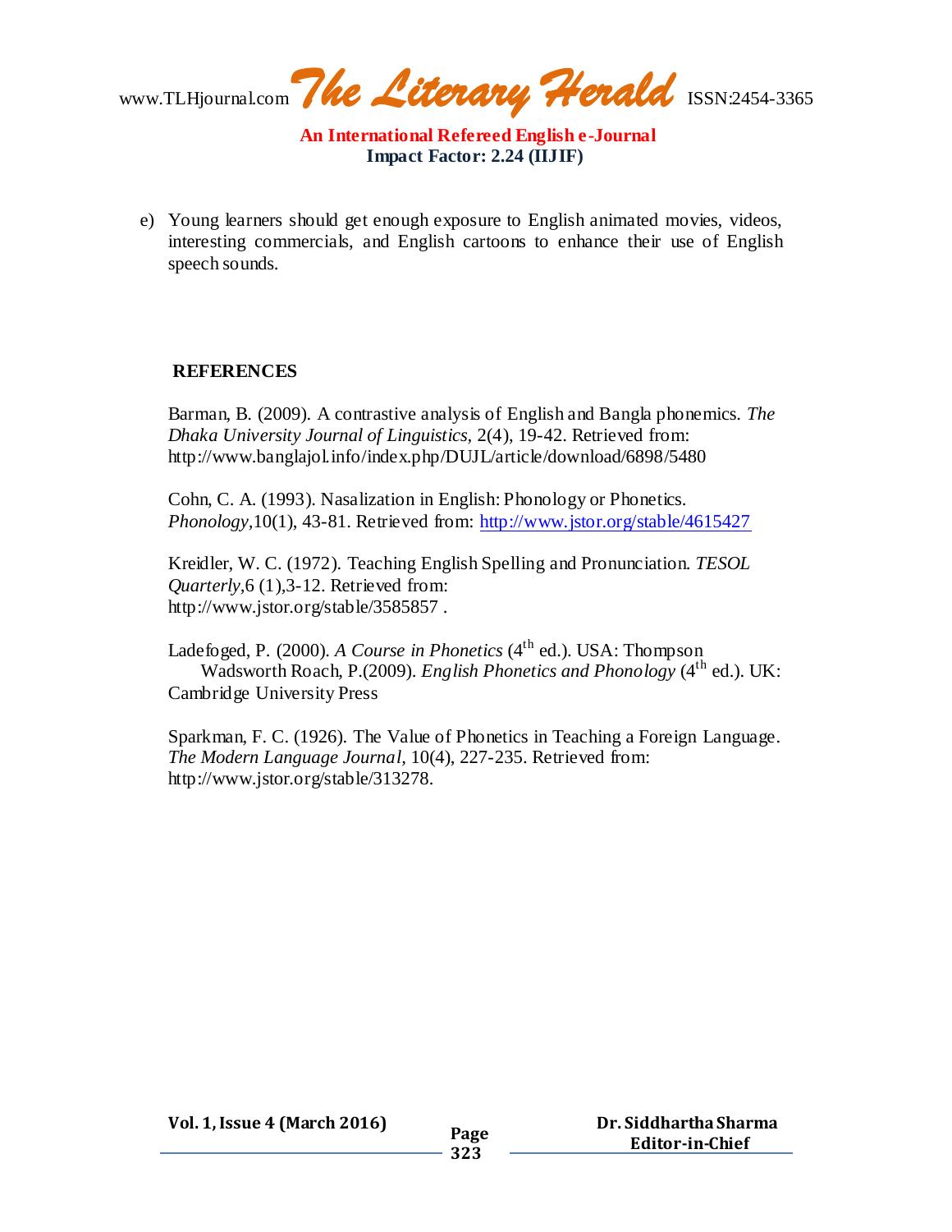e) Young learners should get enough exposure to English animated movies, videos, interesting commercials, and English cartoons to enhance their use of English speech sounds.

## REFERENCES

Barman, B. (2009). A contrastive analysis of English and Bangla phonemics. *The Dhaka University Journal of Linguistics*, 2(4), 19-42. Retrieved from: http://www.banglajol.info/index.php/DUJL/article/download/6898/5480

Cohn, C. A. (1993). Nasalization in English: Phonology or Phonetics. *Phonology*,10(1), 43-81. Retrieved from: http://www.jstor.org/stable/4615427

Kreidler, W. C. (1972). Teaching English Spelling and Pronunciation. *TESOL Quarterly*,6 (1),3-12. Retrieved from: http://www.jstor.org/stable/3585857 .

Ladefoged, P. (2000). *A Course in Phonetics* (4th ed.). USA: Thompson Wadsworth Roach, P.(2009). *English Phonetics and Phonology* (4th ed.). UK: Cambridge University Press

Sparkman, F. C. (1926). The Value of Phonetics in Teaching a Foreign Language. *The Modern Language Journal*, 10(4), 227-235. Retrieved from: http://www.jstor.org/stable/313278.